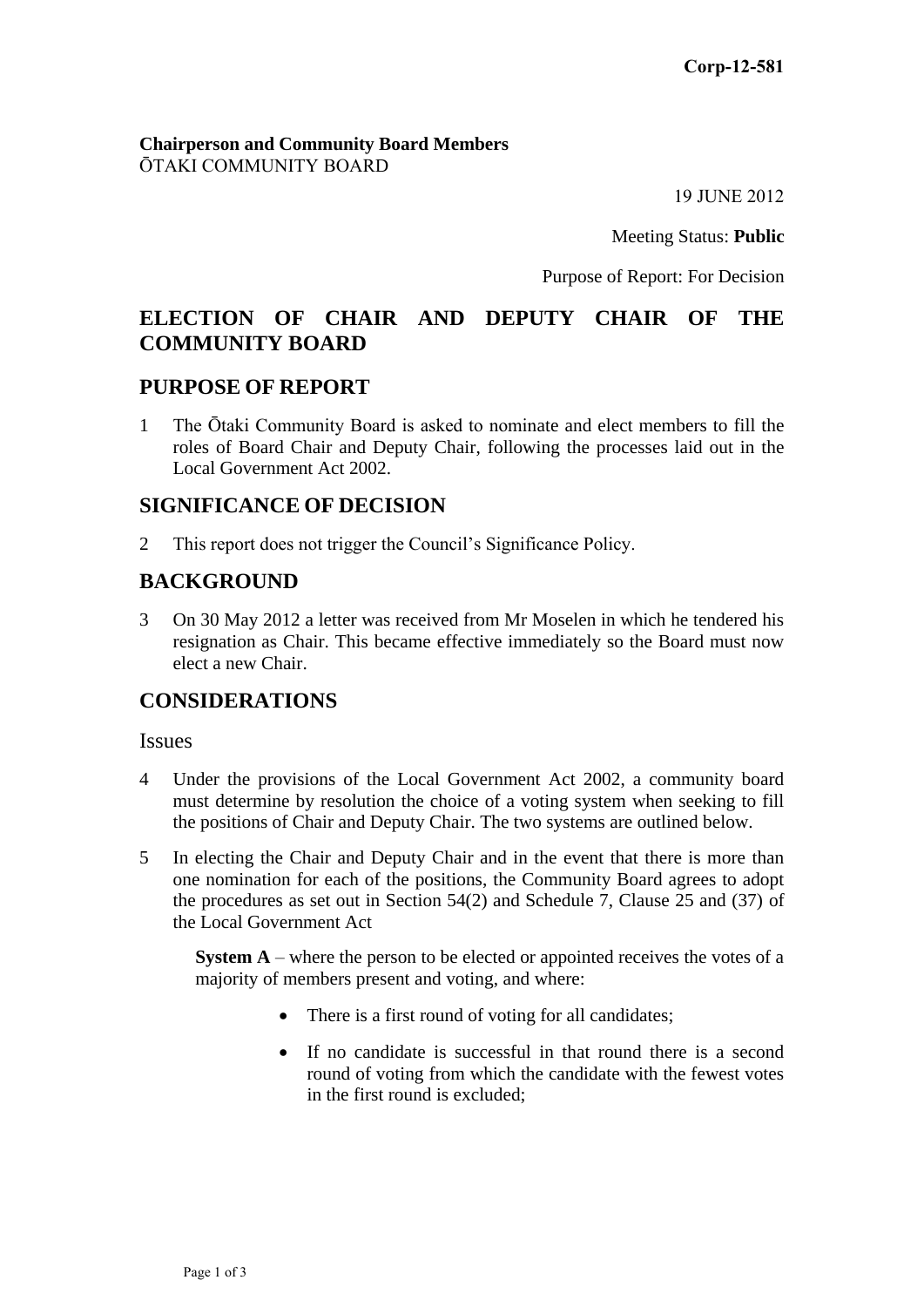**Corp-12-581**

**Chairperson and Community Board Members**
ŌTAKI COMMUNITY BOARD

19 JUNE 2012

Meeting Status: **Public**

Purpose of Report: For Decision

# ELECTION OF CHAIR AND DEPUTY CHAIR OF THE COMMUNITY BOARD

## PURPOSE OF REPORT

1 The Ōtaki Community Board is asked to nominate and elect members to fill the roles of Board Chair and Deputy Chair, following the processes laid out in the Local Government Act 2002.

## SIGNIFICANCE OF DECISION

2 This report does not trigger the Council's Significance Policy.

## BACKGROUND

3 On 30 May 2012 a letter was received from Mr Moselen in which he tendered his resignation as Chair. This became effective immediately so the Board must now elect a new Chair.

## CONSIDERATIONS

### Issues

4 Under the provisions of the Local Government Act 2002, a community board must determine by resolution the choice of a voting system when seeking to fill the positions of Chair and Deputy Chair. The two systems are outlined below.

5 In electing the Chair and Deputy Chair and in the event that there is more than one nomination for each of the positions, the Community Board agrees to adopt the procedures as set out in Section 54(2) and Schedule 7, Clause 25 and (37) of the Local Government Act

**System A** – where the person to be elected or appointed receives the votes of a majority of members present and voting, and where:

- There is a first round of voting for all candidates;
- If no candidate is successful in that round there is a second round of voting from which the candidate with the fewest votes in the first round is excluded;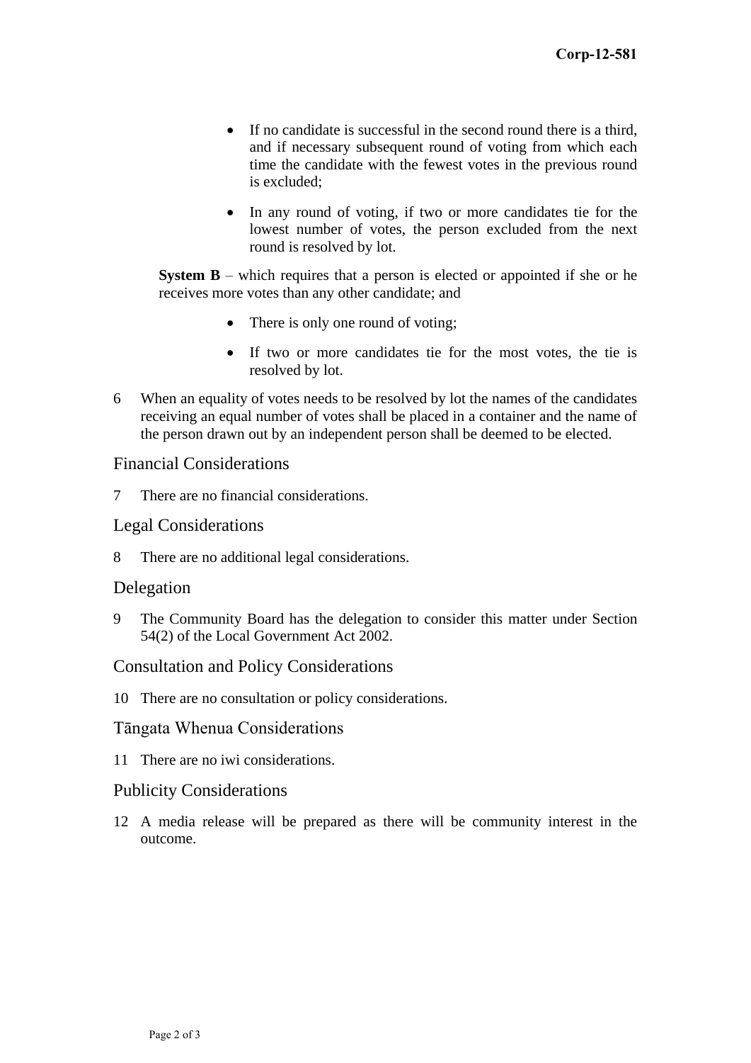- If no candidate is successful in the second round there is a third, and if necessary subsequent round of voting from which each time the candidate with the fewest votes in the previous round is excluded;

- In any round of voting, if two or more candidates tie for the lowest number of votes, the person excluded from the next round is resolved by lot.

**System B** – which requires that a person is elected or appointed if she or he receives more votes than any other candidate; and

- There is only one round of voting;

- If two or more candidates tie for the most votes, the tie is resolved by lot.

6 When an equality of votes needs to be resolved by lot the names of the candidates receiving an equal number of votes shall be placed in a container and the name of the person drawn out by an independent person shall be deemed to be elected.

## Financial Considerations

7 There are no financial considerations.

## Legal Considerations

8 There are no additional legal considerations.

## Delegation

9 The Community Board has the delegation to consider this matter under Section 54(2) of the Local Government Act 2002.

## Consultation and Policy Considerations

10 There are no consultation or policy considerations.

## Tāngata Whenua Considerations

11 There are no iwi considerations.

## Publicity Considerations

12 A media release will be prepared as there will be community interest in the outcome.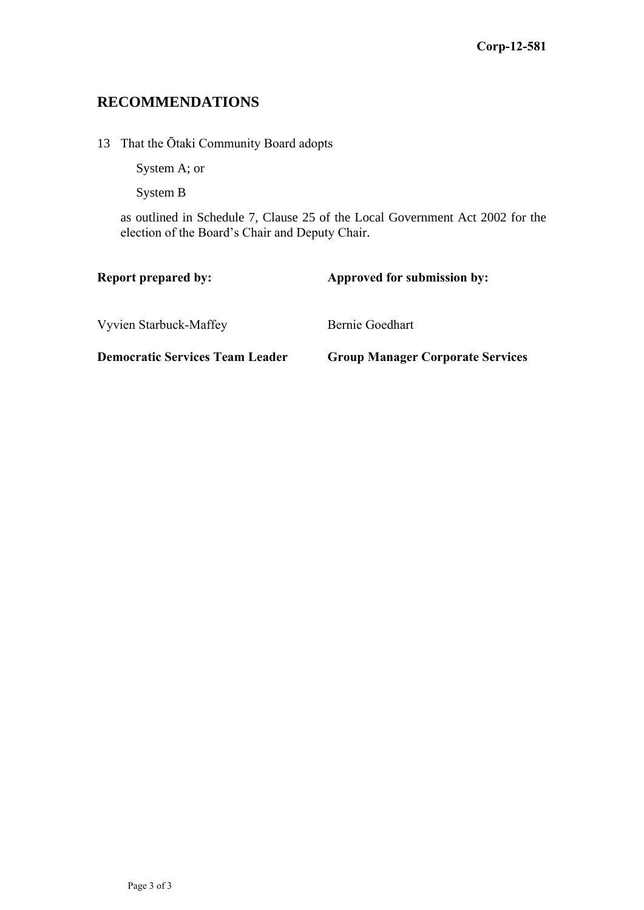## RECOMMENDATIONS

13 That the Ōtaki Community Board adopts

System A; or

System B

as outlined in Schedule 7, Clause 25 of the Local Government Act 2002 for the election of the Board's Chair and Deputy Chair.

| **Report prepared by:** | **Approved for submission by:** |
| --- | --- |
| Vyvien Starbuck-Maffey | Bernie Goedhart |
| **Democratic Services Team Leader** | **Group Manager Corporate Services** |